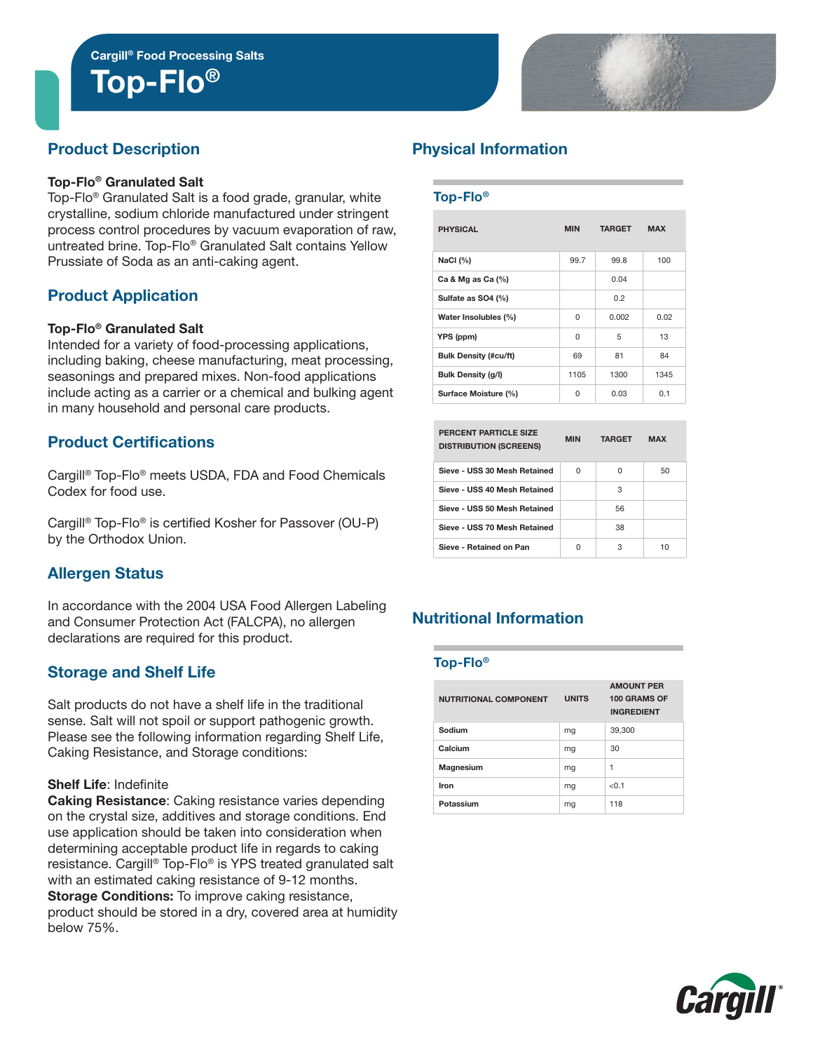Cargill® Food Processing Salts

# Top-Flo®

## Product Description

**Top-Flo® Granulated Salt**
Top-Flo® Granulated Salt is a food grade, granular, white crystalline, sodium chloride manufactured under stringent process control procedures by vacuum evaporation of raw, untreated brine. Top-Flo® Granulated Salt contains Yellow Prussiate of Soda as an anti-caking agent.

## Product Application

**Top-Flo® Granulated Salt**
Intended for a variety of food-processing applications, including baking, cheese manufacturing, meat processing, seasonings and prepared mixes. Non-food applications include acting as a carrier or a chemical and bulking agent in many household and personal care products.

## Product Certifications

Cargill® Top-Flo® meets USDA, FDA and Food Chemicals Codex for food use.

Cargill® Top-Flo® is certified Kosher for Passover (OU-P) by the Orthodox Union.

## Allergen Status

In accordance with the 2004 USA Food Allergen Labeling and Consumer Protection Act (FALCPA), no allergen declarations are required for this product.

## Storage and Shelf Life

Salt products do not have a shelf life in the traditional sense. Salt will not spoil or support pathogenic growth. Please see the following information regarding Shelf Life, Caking Resistance, and Storage conditions:

**Shelf Life**: Indefinite
**Caking Resistance**: Caking resistance varies depending on the crystal size, additives and storage conditions. End use application should be taken into consideration when determining acceptable product life in regards to caking resistance. Cargill® Top-Flo® is YPS treated granulated salt with an estimated caking resistance of 9-12 months.
**Storage Conditions:** To improve caking resistance, product should be stored in a dry, covered area at humidity below 75%.

## Physical Information

### Top-Flo®

| PHYSICAL | MIN | TARGET | MAX |
|---|---|---|---|
| NaCl (%) | 99.7 | 99.8 | 100 |
| Ca & Mg as Ca (%) | | 0.04 | |
| Sulfate as SO4 (%) | | 0.2 | |
| Water Insolubles (%) | 0 | 0.002 | 0.02 |
| YPS (ppm) | 0 | 5 | 13 |
| Bulk Density (#cu/ft) | 69 | 81 | 84 |
| Bulk Density (g/l) | 1105 | 1300 | 1345 |
| Surface Moisture (%) | 0 | 0.03 | 0.1 |

| PERCENT PARTICLE SIZE DISTRIBUTION (SCREENS) | MIN | TARGET | MAX |
|---|---|---|---|
| Sieve - USS 30 Mesh Retained | 0 | 0 | 50 |
| Sieve - USS 40 Mesh Retained | | 3 | |
| Sieve - USS 50 Mesh Retained | | 56 | |
| Sieve - USS 70 Mesh Retained | | 38 | |
| Sieve - Retained on Pan | 0 | 3 | 10 |

## Nutritional Information

### Top-Flo®

| NUTRITIONAL COMPONENT | UNITS | AMOUNT PER 100 GRAMS OF INGREDIENT |
|---|---|---|
| Sodium | mg | 39,300 |
| Calcium | mg | 30 |
| Magnesium | mg | 1 |
| Iron | mg | <0.1 |
| Potassium | mg | 118 |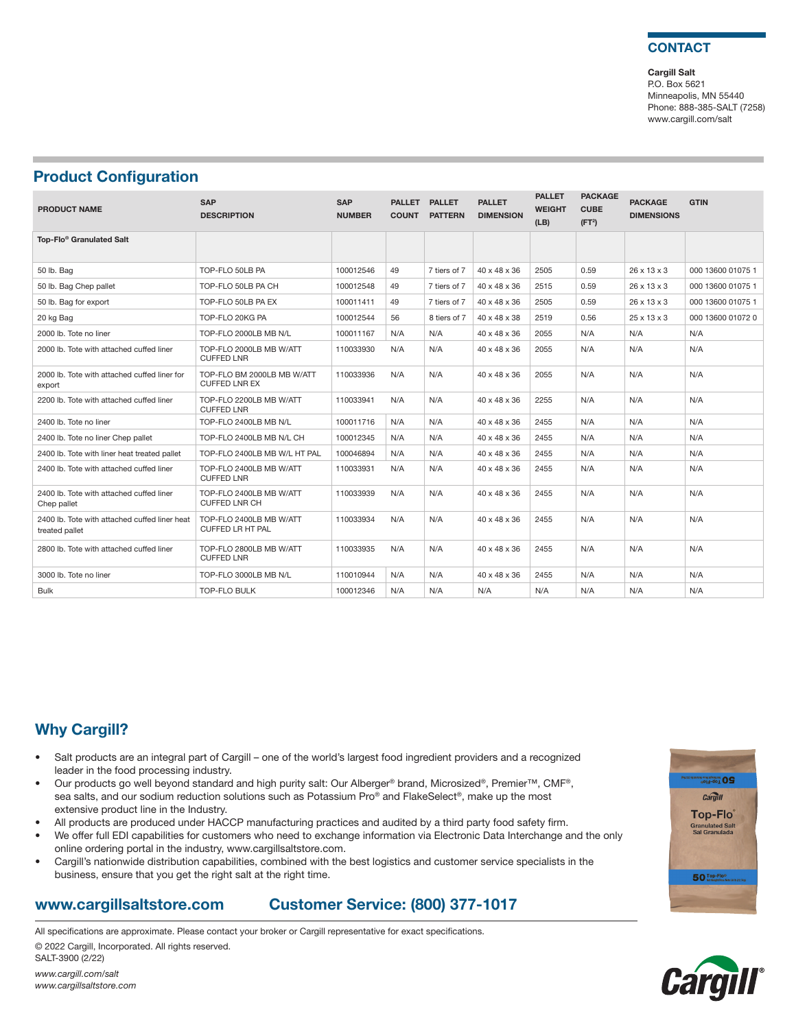## CONTACT

**Cargill Salt**
P.O. Box 5621
Minneapolis, MN 55440
Phone: 888-385-SALT (7258)
www.cargill.com/salt

## Product Configuration

| PRODUCT NAME | SAP DESCRIPTION | SAP NUMBER | PALLET COUNT | PALLET PATTERN | PALLET DIMENSION | PALLET WEIGHT (LB) | PACKAGE CUBE ($FT^3$) | PACKAGE DIMENSIONS | GTIN |
|---|---|---|---|---|---|---|---|---|---|
| **Top-Flo® Granulated Salt** | | | | | | | | | |
| 50 lb. Bag | TOP-FLO 50LB PA | 100012546 | 49 | 7 tiers of 7 | 40 x 48 x 36 | 2505 | 0.59 | 26 x 13 x 3 | 000 13600 01075 1 |
| 50 lb. Bag Chep pallet | TOP-FLO 50LB PA CH | 100012548 | 49 | 7 tiers of 7 | 40 x 48 x 36 | 2515 | 0.59 | 26 x 13 x 3 | 000 13600 01075 1 |
| 50 lb. Bag for export | TOP-FLO 50LB PA EX | 100011411 | 49 | 7 tiers of 7 | 40 x 48 x 36 | 2505 | 0.59 | 26 x 13 x 3 | 000 13600 01075 1 |
| 20 kg Bag | TOP-FLO 20KG PA | 100012544 | 56 | 8 tiers of 7 | 40 x 48 x 38 | 2519 | 0.56 | 25 x 13 x 3 | 000 13600 01072 0 |
| 2000 lb. Tote no liner | TOP-FLO 2000LB MB N/L | 100011167 | N/A | N/A | 40 x 48 x 36 | 2055 | N/A | N/A | N/A |
| 2000 lb. Tote with attached cuffed liner | TOP-FLO 2000LB MB W/ATT CUFFED LNR | 110033930 | N/A | N/A | 40 x 48 x 36 | 2055 | N/A | N/A | N/A |
| 2000 lb. Tote with attached cuffed liner for export | TOP-FLO BM 2000LB MB W/ATT CUFFED LNR EX | 110033936 | N/A | N/A | 40 x 48 x 36 | 2055 | N/A | N/A | N/A |
| 2200 lb. Tote with attached cuffed liner | TOP-FLO 2200LB MB W/ATT CUFFED LNR | 110033941 | N/A | N/A | 40 x 48 x 36 | 2255 | N/A | N/A | N/A |
| 2400 lb. Tote no liner | TOP-FLO 2400LB MB N/L | 100011716 | N/A | N/A | 40 x 48 x 36 | 2455 | N/A | N/A | N/A |
| 2400 lb. Tote no liner Chep pallet | TOP-FLO 2400LB MB N/L CH | 100012345 | N/A | N/A | 40 x 48 x 36 | 2455 | N/A | N/A | N/A |
| 2400 lb. Tote with liner heat treated pallet | TOP-FLO 2400LB MB W/L HT PAL | 100046894 | N/A | N/A | 40 x 48 x 36 | 2455 | N/A | N/A | N/A |
| 2400 lb. Tote with attached cuffed liner | TOP-FLO 2400LB MB W/ATT CUFFED LNR | 110033931 | N/A | N/A | 40 x 48 x 36 | 2455 | N/A | N/A | N/A |
| 2400 lb. Tote with attached cuffed liner Chep pallet | TOP-FLO 2400LB MB W/ATT CUFFED LNR CH | 110033939 | N/A | N/A | 40 x 48 x 36 | 2455 | N/A | N/A | N/A |
| 2400 lb. Tote with attached cuffed liner heat treated pallet | TOP-FLO 2400LB MB W/ATT CUFFED LR HT PAL | 110033934 | N/A | N/A | 40 x 48 x 36 | 2455 | N/A | N/A | N/A |
| 2800 lb. Tote with attached cuffed liner | TOP-FLO 2800LB MB W/ATT CUFFED LNR | 110033935 | N/A | N/A | 40 x 48 x 36 | 2455 | N/A | N/A | N/A |
| 3000 lb. Tote no liner | TOP-FLO 3000LB MB N/L | 110010944 | N/A | N/A | 40 x 48 x 36 | 2455 | N/A | N/A | N/A |
| Bulk | TOP-FLO BULK | 100012346 | N/A | N/A | N/A | N/A | N/A | N/A | N/A |

## Why Cargill?

- Salt products are an integral part of Cargill – one of the world's largest food ingredient providers and a recognized leader in the food processing industry.
- Our products go well beyond standard and high purity salt: Our Alberger® brand, Microsized®, Premier™, CMF®, sea salts, and our sodium reduction solutions such as Potassium Pro® and FlakeSelect®, make up the most extensive product line in the Industry.
- All products are produced under HACCP manufacturing practices and audited by a third party food safety firm.
- We offer full EDI capabilities for customers who need to exchange information via Electronic Data Interchange and the only online ordering portal in the industry, www.cargillsaltstore.com.
- Cargill's nationwide distribution capabilities, combined with the best logistics and customer service specialists in the business, ensure that you get the right salt at the right time.

**www.cargillsaltstore.com** **Customer Service: (800) 377-1017**

All specifications are approximate. Please contact your broker or Cargill representative for exact specifications.

© 2022 Cargill, Incorporated. All rights reserved.
SALT-3900 (2/22)

*www.cargill.com/salt*
*www.cargillsaltstore.com*